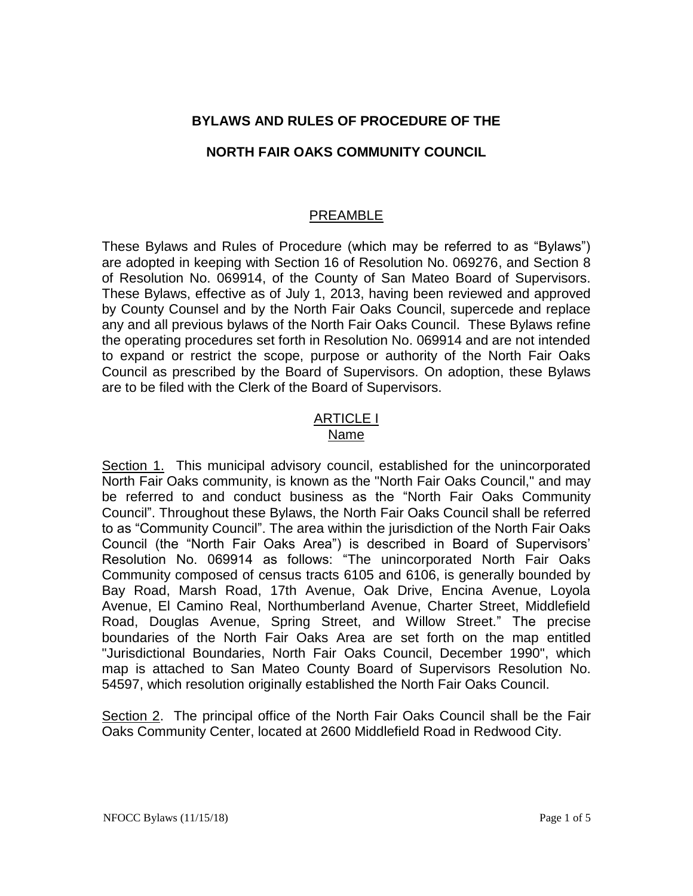# BYLAWS AND RULES OF PROCEDURE OF THE

# NORTH FAIR OAKS COMMUNITY COUNCIL

## PREAMBLE

These Bylaws and Rules of Procedure (which may be referred to as "Bylaws") are adopted in keeping with Section 16 of Resolution No. 069276, and Section 8 of Resolution No. 069914, of the County of San Mateo Board of Supervisors. These Bylaws, effective as of July 1, 2013, having been reviewed and approved by County Counsel and by the North Fair Oaks Council, supercede and replace any and all previous bylaws of the North Fair Oaks Council. These Bylaws refine the operating procedures set forth in Resolution No. 069914 and are not intended to expand or restrict the scope, purpose or authority of the North Fair Oaks Council as prescribed by the Board of Supervisors. On adoption, these Bylaws are to be filed with the Clerk of the Board of Supervisors.

## ARTICLE I
## Name

Section 1. This municipal advisory council, established for the unincorporated North Fair Oaks community, is known as the "North Fair Oaks Council," and may be referred to and conduct business as the "North Fair Oaks Community Council". Throughout these Bylaws, the North Fair Oaks Council shall be referred to as "Community Council". The area within the jurisdiction of the North Fair Oaks Council (the "North Fair Oaks Area") is described in Board of Supervisors' Resolution No. 069914 as follows: "The unincorporated North Fair Oaks Community composed of census tracts 6105 and 6106, is generally bounded by Bay Road, Marsh Road, 17th Avenue, Oak Drive, Encina Avenue, Loyola Avenue, El Camino Real, Northumberland Avenue, Charter Street, Middlefield Road, Douglas Avenue, Spring Street, and Willow Street." The precise boundaries of the North Fair Oaks Area are set forth on the map entitled "Jurisdictional Boundaries, North Fair Oaks Council, December 1990", which map is attached to San Mateo County Board of Supervisors Resolution No. 54597, which resolution originally established the North Fair Oaks Council.

Section 2. The principal office of the North Fair Oaks Council shall be the Fair Oaks Community Center, located at 2600 Middlefield Road in Redwood City.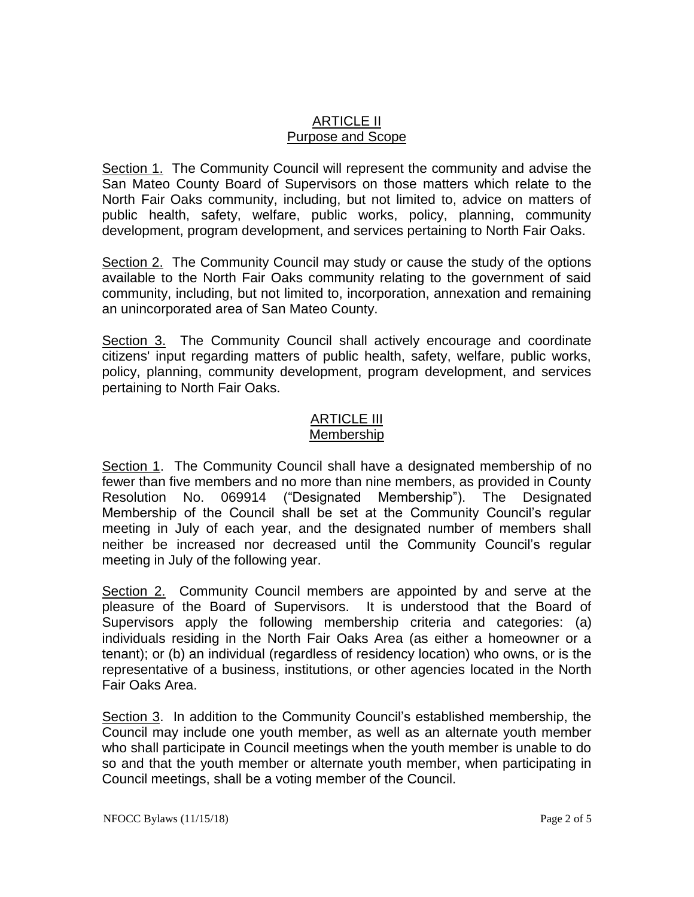## ARTICLE II
## Purpose and Scope

Section 1. The Community Council will represent the community and advise the San Mateo County Board of Supervisors on those matters which relate to the North Fair Oaks community, including, but not limited to, advice on matters of public health, safety, welfare, public works, policy, planning, community development, program development, and services pertaining to North Fair Oaks.

Section 2. The Community Council may study or cause the study of the options available to the North Fair Oaks community relating to the government of said community, including, but not limited to, incorporation, annexation and remaining an unincorporated area of San Mateo County.

Section 3. The Community Council shall actively encourage and coordinate citizens' input regarding matters of public health, safety, welfare, public works, policy, planning, community development, program development, and services pertaining to North Fair Oaks.

## ARTICLE III
## Membership

Section 1. The Community Council shall have a designated membership of no fewer than five members and no more than nine members, as provided in County Resolution No. 069914 ("Designated Membership"). The Designated Membership of the Council shall be set at the Community Council's regular meeting in July of each year, and the designated number of members shall neither be increased nor decreased until the Community Council's regular meeting in July of the following year.

Section 2. Community Council members are appointed by and serve at the pleasure of the Board of Supervisors. It is understood that the Board of Supervisors apply the following membership criteria and categories: (a) individuals residing in the North Fair Oaks Area (as either a homeowner or a tenant); or (b) an individual (regardless of residency location) who owns, or is the representative of a business, institutions, or other agencies located in the North Fair Oaks Area.

Section 3. In addition to the Community Council's established membership, the Council may include one youth member, as well as an alternate youth member who shall participate in Council meetings when the youth member is unable to do so and that the youth member or alternate youth member, when participating in Council meetings, shall be a voting member of the Council.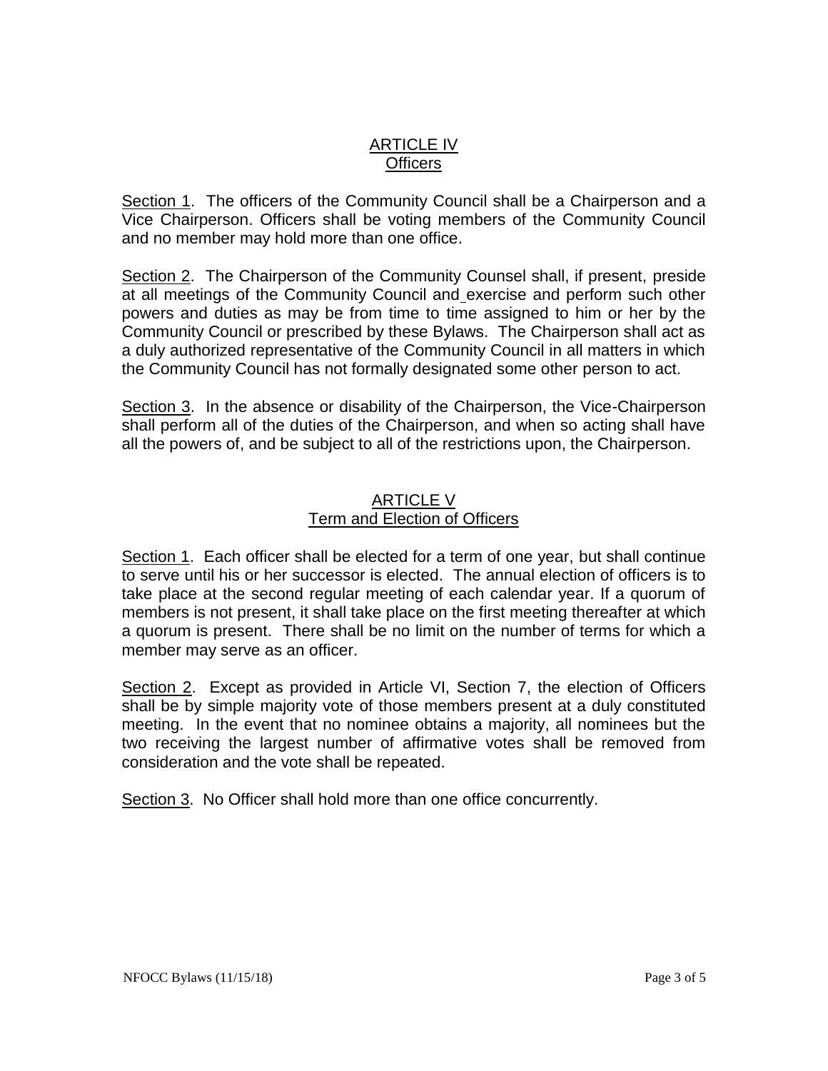## ARTICLE IV
## Officers

Section 1. The officers of the Community Council shall be a Chairperson and a Vice Chairperson. Officers shall be voting members of the Community Council and no member may hold more than one office.

Section 2. The Chairperson of the Community Counsel shall, if present, preside at all meetings of the Community Council and exercise and perform such other powers and duties as may be from time to time assigned to him or her by the Community Council or prescribed by these Bylaws. The Chairperson shall act as a duly authorized representative of the Community Council in all matters in which the Community Council has not formally designated some other person to act.

Section 3. In the absence or disability of the Chairperson, the Vice-Chairperson shall perform all of the duties of the Chairperson, and when so acting shall have all the powers of, and be subject to all of the restrictions upon, the Chairperson.

## ARTICLE V
## Term and Election of Officers

Section 1. Each officer shall be elected for a term of one year, but shall continue to serve until his or her successor is elected. The annual election of officers is to take place at the second regular meeting of each calendar year. If a quorum of members is not present, it shall take place on the first meeting thereafter at which a quorum is present. There shall be no limit on the number of terms for which a member may serve as an officer.

Section 2. Except as provided in Article VI, Section 7, the election of Officers shall be by simple majority vote of those members present at a duly constituted meeting. In the event that no nominee obtains a majority, all nominees but the two receiving the largest number of affirmative votes shall be removed from consideration and the vote shall be repeated.

Section 3. No Officer shall hold more than one office concurrently.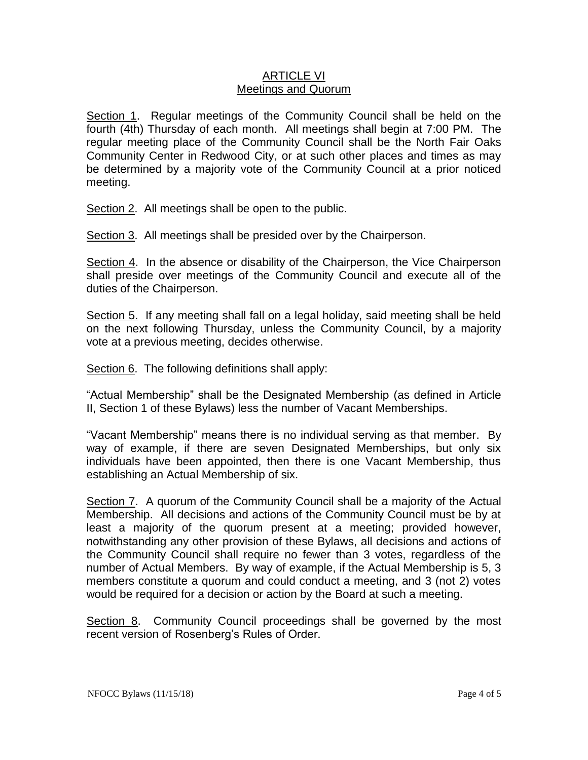## ARTICLE VI
## Meetings and Quorum

Section 1. Regular meetings of the Community Council shall be held on the fourth (4th) Thursday of each month. All meetings shall begin at 7:00 PM. The regular meeting place of the Community Council shall be the North Fair Oaks Community Center in Redwood City, or at such other places and times as may be determined by a majority vote of the Community Council at a prior noticed meeting.

Section 2. All meetings shall be open to the public.

Section 3. All meetings shall be presided over by the Chairperson.

Section 4. In the absence or disability of the Chairperson, the Vice Chairperson shall preside over meetings of the Community Council and execute all of the duties of the Chairperson.

Section 5. If any meeting shall fall on a legal holiday, said meeting shall be held on the next following Thursday, unless the Community Council, by a majority vote at a previous meeting, decides otherwise.

Section 6. The following definitions shall apply:

"Actual Membership" shall be the Designated Membership (as defined in Article II, Section 1 of these Bylaws) less the number of Vacant Memberships.

"Vacant Membership" means there is no individual serving as that member. By way of example, if there are seven Designated Memberships, but only six individuals have been appointed, then there is one Vacant Membership, thus establishing an Actual Membership of six.

Section 7. A quorum of the Community Council shall be a majority of the Actual Membership. All decisions and actions of the Community Council must be by at least a majority of the quorum present at a meeting; provided however, notwithstanding any other provision of these Bylaws, all decisions and actions of the Community Council shall require no fewer than 3 votes, regardless of the number of Actual Members. By way of example, if the Actual Membership is 5, 3 members constitute a quorum and could conduct a meeting, and 3 (not 2) votes would be required for a decision or action by the Board at such a meeting.

Section 8. Community Council proceedings shall be governed by the most recent version of Rosenberg's Rules of Order.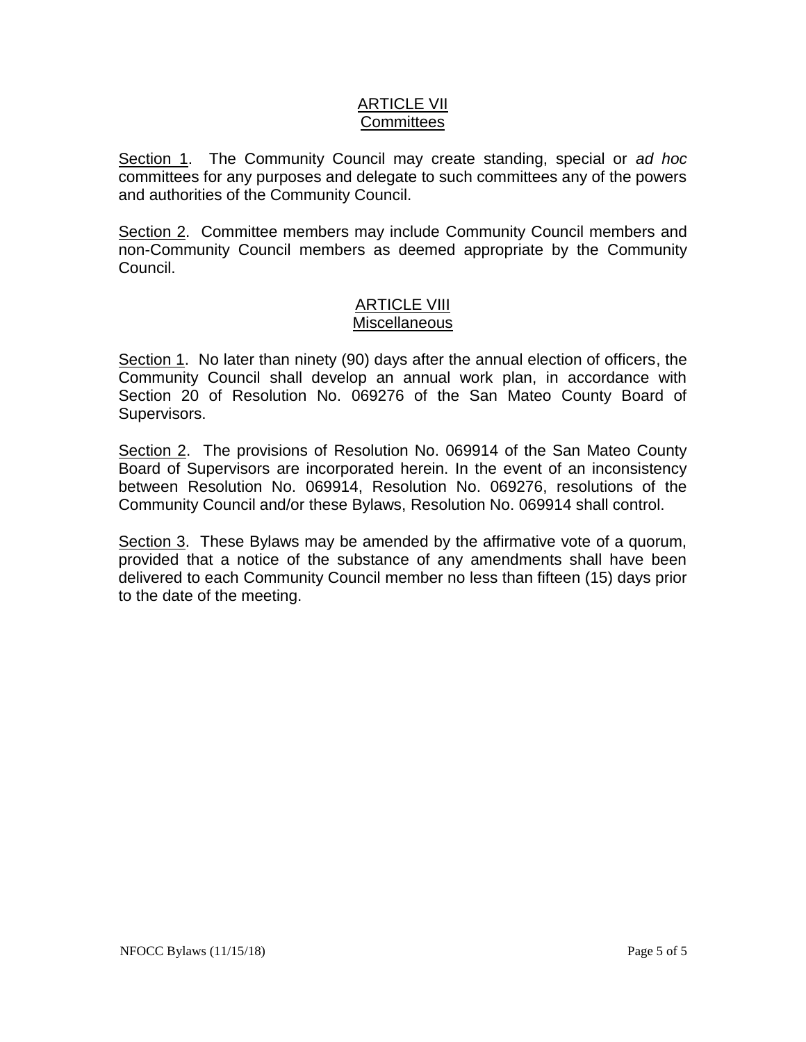## ARTICLE VII
## Committees

Section 1. The Community Council may create standing, special or *ad hoc* committees for any purposes and delegate to such committees any of the powers and authorities of the Community Council.

Section 2. Committee members may include Community Council members and non-Community Council members as deemed appropriate by the Community Council.

## ARTICLE VIII
## Miscellaneous

Section 1. No later than ninety (90) days after the annual election of officers, the Community Council shall develop an annual work plan, in accordance with Section 20 of Resolution No. 069276 of the San Mateo County Board of Supervisors.

Section 2. The provisions of Resolution No. 069914 of the San Mateo County Board of Supervisors are incorporated herein. In the event of an inconsistency between Resolution No. 069914, Resolution No. 069276, resolutions of the Community Council and/or these Bylaws, Resolution No. 069914 shall control.

Section 3. These Bylaws may be amended by the affirmative vote of a quorum, provided that a notice of the substance of any amendments shall have been delivered to each Community Council member no less than fifteen (15) days prior to the date of the meeting.